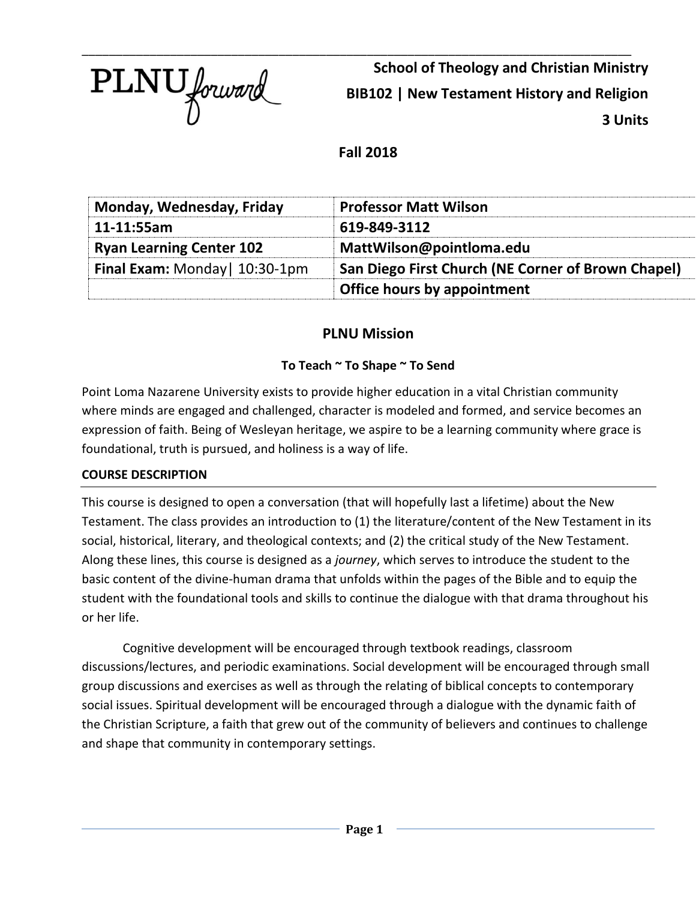PLNU forward

**School of Theology and Christian Ministry**

**BIB102 | New Testament History and Religion**

**3 Units**

**Fall 2018**

| Monday, Wednesday, Friday | Professor Matt Wilson |
|---|---|
| **11-11:55am** | **619-849-3112** |
| **Ryan Learning Center 102** | **MattWilson@pointloma.edu** |
| **Final Exam:** Monday\| 10:30-1pm | **San Diego First Church (NE Corner of Brown Chapel)** |
| | **Office hours by appointment** |

## PLNU Mission

### To Teach ~ To Shape ~ To Send

Point Loma Nazarene University exists to provide higher education in a vital Christian community where minds are engaged and challenged, character is modeled and formed, and service becomes an expression of faith. Being of Wesleyan heritage, we aspire to be a learning community where grace is foundational, truth is pursued, and holiness is a way of life.

### COURSE DESCRIPTION

This course is designed to open a conversation (that will hopefully last a lifetime) about the New Testament. The class provides an introduction to (1) the literature/content of the New Testament in its social, historical, literary, and theological contexts; and (2) the critical study of the New Testament. Along these lines, this course is designed as a *journey*, which serves to introduce the student to the basic content of the divine-human drama that unfolds within the pages of the Bible and to equip the student with the foundational tools and skills to continue the dialogue with that drama throughout his or her life.

Cognitive development will be encouraged through textbook readings, classroom discussions/lectures, and periodic examinations. Social development will be encouraged through small group discussions and exercises as well as through the relating of biblical concepts to contemporary social issues. Spiritual development will be encouraged through a dialogue with the dynamic faith of the Christian Scripture, a faith that grew out of the community of believers and continues to challenge and shape that community in contemporary settings.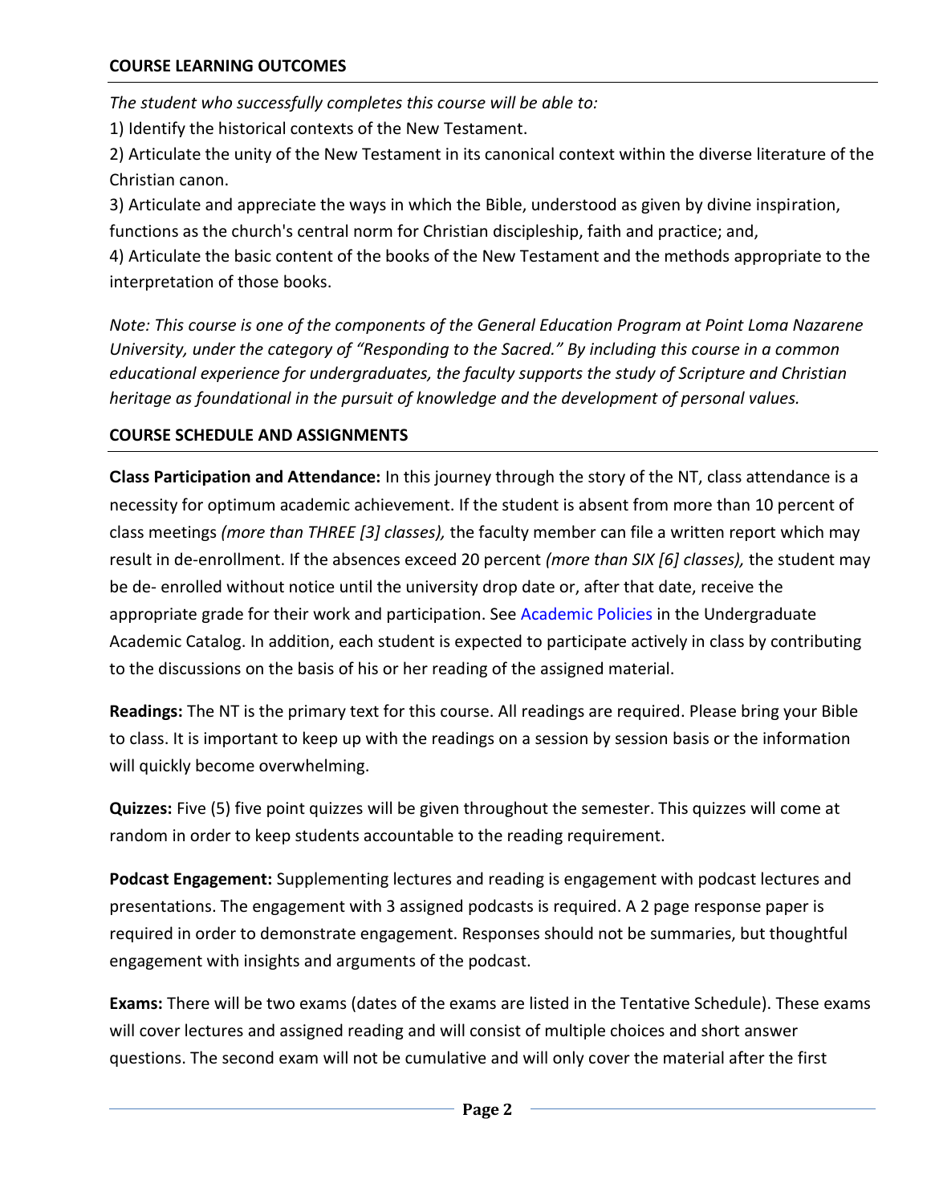## COURSE LEARNING OUTCOMES

*The student who successfully completes this course will be able to:*

1) Identify the historical contexts of the New Testament.
2) Articulate the unity of the New Testament in its canonical context within the diverse literature of the Christian canon.
3) Articulate and appreciate the ways in which the Bible, understood as given by divine inspiration, functions as the church's central norm for Christian discipleship, faith and practice; and,
4) Articulate the basic content of the books of the New Testament and the methods appropriate to the interpretation of those books.

*Note: This course is one of the components of the General Education Program at Point Loma Nazarene University, under the category of "Responding to the Sacred." By including this course in a common educational experience for undergraduates, the faculty supports the study of Scripture and Christian heritage as foundational in the pursuit of knowledge and the development of personal values.*

## COURSE SCHEDULE AND ASSIGNMENTS

**Class Participation and Attendance:** In this journey through the story of the NT, class attendance is a necessity for optimum academic achievement. If the student is absent from more than 10 percent of class meetings *(more than THREE [3] classes),* the faculty member can file a written report which may result in de-enrollment. If the absences exceed 20 percent *(more than SIX [6] classes),* the student may be de- enrolled without notice until the university drop date or, after that date, receive the appropriate grade for their work and participation. See Academic Policies in the Undergraduate Academic Catalog. In addition, each student is expected to participate actively in class by contributing to the discussions on the basis of his or her reading of the assigned material.

**Readings:** The NT is the primary text for this course. All readings are required. Please bring your Bible to class. It is important to keep up with the readings on a session by session basis or the information will quickly become overwhelming.

**Quizzes:** Five (5) five point quizzes will be given throughout the semester. This quizzes will come at random in order to keep students accountable to the reading requirement.

**Podcast Engagement:** Supplementing lectures and reading is engagement with podcast lectures and presentations. The engagement with 3 assigned podcasts is required. A 2 page response paper is required in order to demonstrate engagement. Responses should not be summaries, but thoughtful engagement with insights and arguments of the podcast.

**Exams:** There will be two exams (dates of the exams are listed in the Tentative Schedule). These exams will cover lectures and assigned reading and will consist of multiple choices and short answer questions. The second exam will not be cumulative and will only cover the material after the first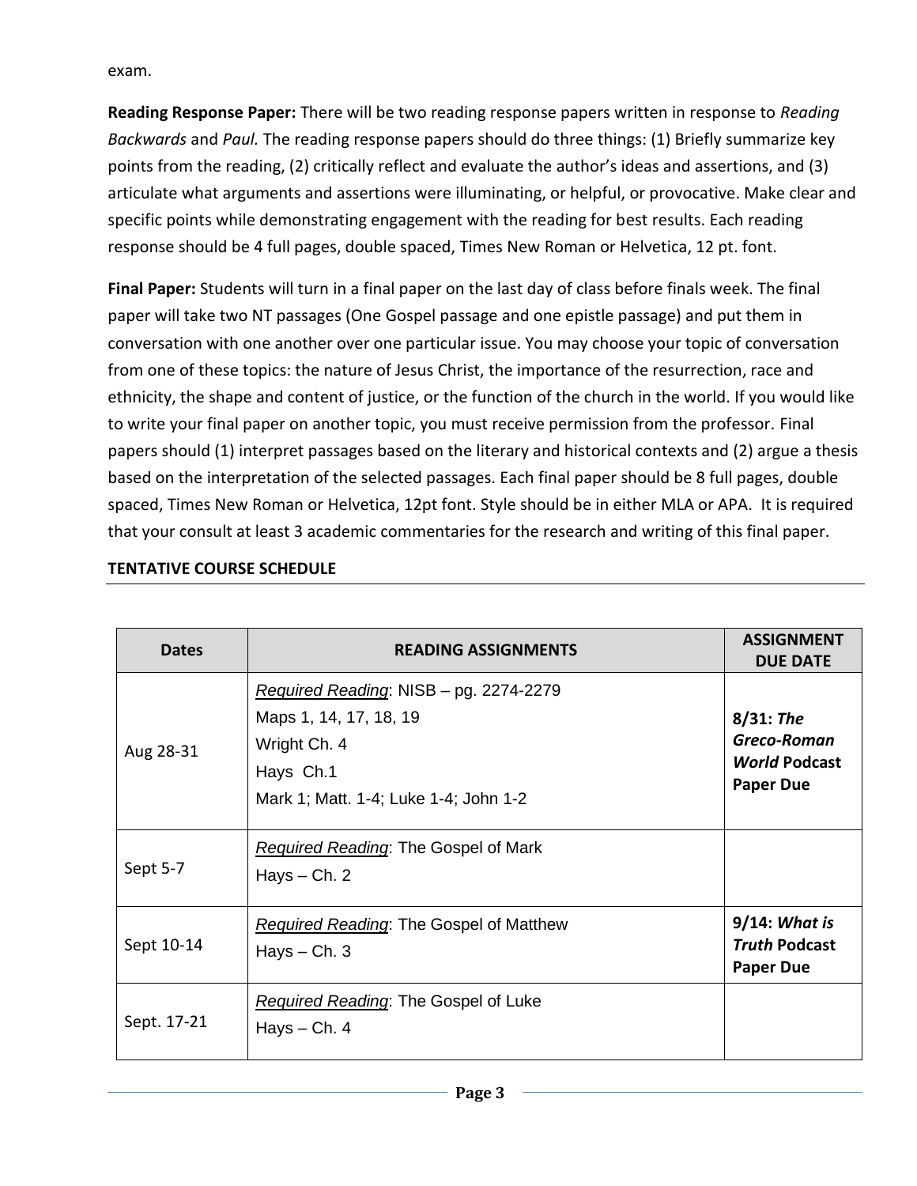exam.

**Reading Response Paper:** There will be two reading response papers written in response to *Reading Backwards* and *Paul.* The reading response papers should do three things: (1) Briefly summarize key points from the reading, (2) critically reflect and evaluate the author's ideas and assertions, and (3) articulate what arguments and assertions were illuminating, or helpful, or provocative. Make clear and specific points while demonstrating engagement with the reading for best results. Each reading response should be 4 full pages, double spaced, Times New Roman or Helvetica, 12 pt. font.

**Final Paper:** Students will turn in a final paper on the last day of class before finals week. The final paper will take two NT passages (One Gospel passage and one epistle passage) and put them in conversation with one another over one particular issue. You may choose your topic of conversation from one of these topics: the nature of Jesus Christ, the importance of the resurrection, race and ethnicity, the shape and content of justice, or the function of the church in the world. If you would like to write your final paper on another topic, you must receive permission from the professor. Final papers should (1) interpret passages based on the literary and historical contexts and (2) argue a thesis based on the interpretation of the selected passages. Each final paper should be 8 full pages, double spaced, Times New Roman or Helvetica, 12pt font. Style should be in either MLA or APA. It is required that your consult at least 3 academic commentaries for the research and writing of this final paper.

**TENTATIVE COURSE SCHEDULE**

| Dates | READING ASSIGNMENTS | ASSIGNMENT DUE DATE |
|---|---|---|
| Aug 28-31 | *Required Reading*: NISB – pg. 2274-2279<br>Maps 1, 14, 17, 18, 19<br>Wright Ch. 4<br>Hays Ch.1<br>Mark 1; Matt. 1-4; Luke 1-4; John 1-2 | **8/31: *The Greco-Roman World* Podcast Paper Due** |
| Sept 5-7 | *Required Reading*: The Gospel of Mark<br>Hays – Ch. 2 | |
| Sept 10-14 | *Required Reading*: The Gospel of Matthew<br>Hays – Ch. 3 | **9/14: *What is Truth* Podcast Paper Due** |
| Sept. 17-21 | *Required Reading*: The Gospel of Luke<br>Hays – Ch. 4 | |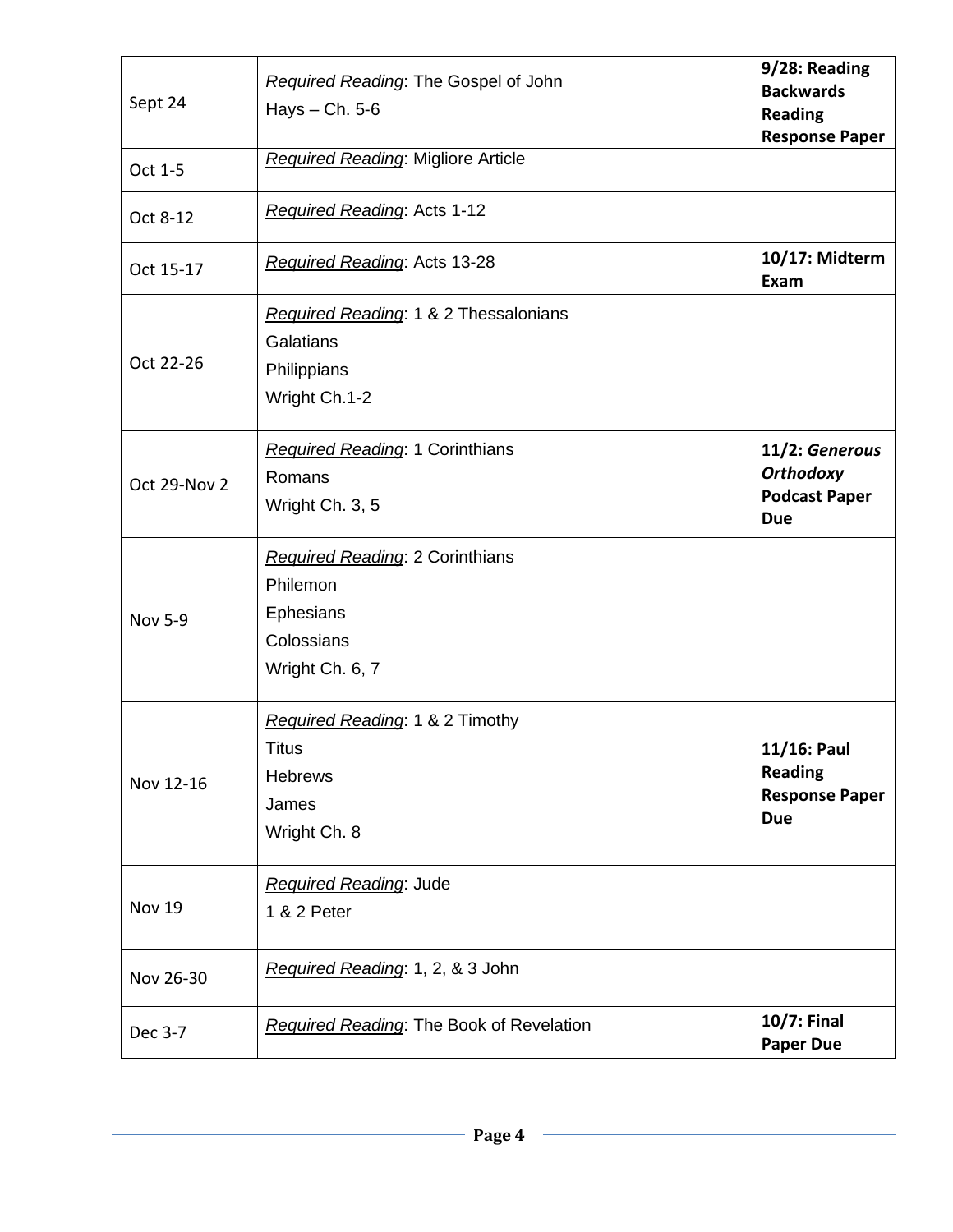| Sept 24 | *Required Reading*: The Gospel of John<br>Hays – Ch. 5-6 | **9/28: Reading Backwards Reading Response Paper** |
|---|---|---|
| Oct 1-5 | *Required Reading*: Migliore Article | |
| Oct 8-12 | *Required Reading*: Acts 1-12 | |
| Oct 15-17 | *Required Reading*: Acts 13-28 | **10/17: Midterm Exam** |
| Oct 22-26 | *Required Reading*: 1 & 2 Thessalonians<br>Galatians<br>Philippians<br>Wright Ch.1-2 | |
| Oct 29-Nov 2 | *Required Reading*: 1 Corinthians<br>Romans<br>Wright Ch. 3, 5 | **11/2: *Generous Orthodoxy* Podcast Paper Due** |
| Nov 5-9 | *Required Reading*: 2 Corinthians<br>Philemon<br>Ephesians<br>Colossians<br>Wright Ch. 6, 7 | |
| Nov 12-16 | *Required Reading*: 1 & 2 Timothy<br>Titus<br>Hebrews<br>James<br>Wright Ch. 8 | **11/16: Paul Reading Response Paper Due** |
| Nov 19 | *Required Reading*: Jude<br>1 & 2 Peter | |
| Nov 26-30 | *Required Reading*: 1, 2, & 3 John | |
| Dec 3-7 | *Required Reading*: The Book of Revelation | **10/7: Final Paper Due** |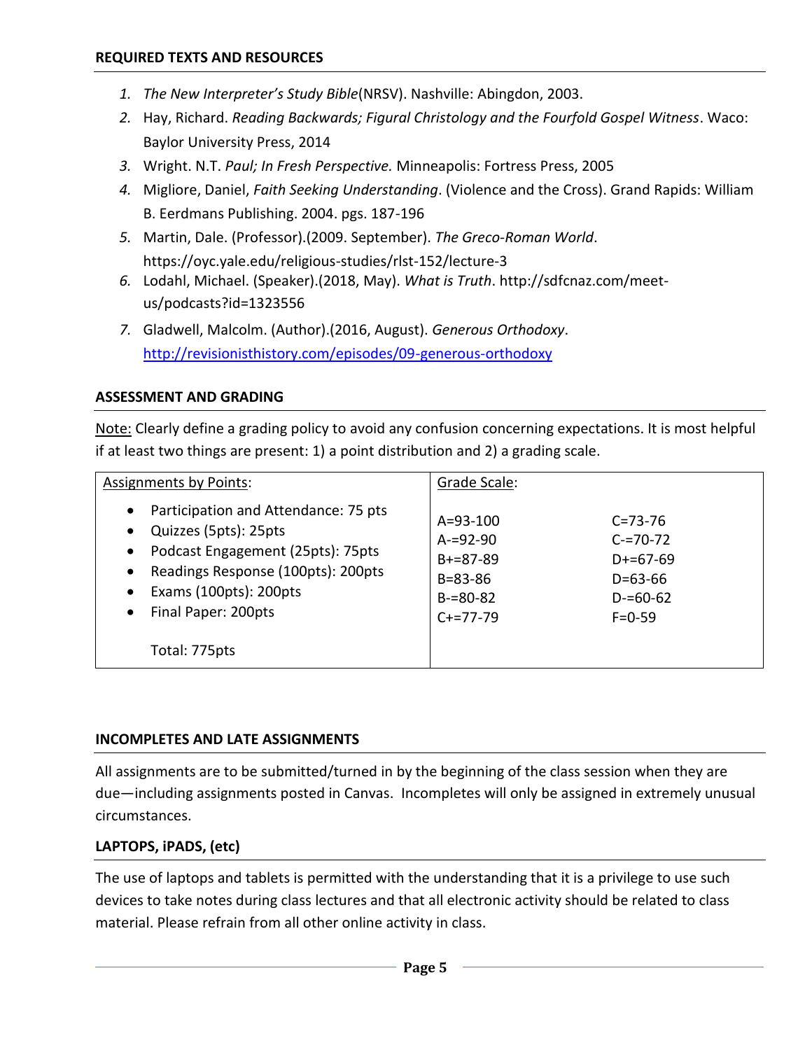## REQUIRED TEXTS AND RESOURCES

1. *The New Interpreter's Study Bible*(NRSV). Nashville: Abingdon, 2003.
2. Hay, Richard. *Reading Backwards; Figural Christology and the Fourfold Gospel Witness*. Waco: Baylor University Press, 2014
3. Wright. N.T. *Paul; In Fresh Perspective.* Minneapolis: Fortress Press, 2005
4. Migliore, Daniel, *Faith Seeking Understanding*. (Violence and the Cross). Grand Rapids: William B. Eerdmans Publishing. 2004. pgs. 187-196
5. Martin, Dale. (Professor).(2009. September). *The Greco-Roman World*. https://oyc.yale.edu/religious-studies/rlst-152/lecture-3
6. Lodahl, Michael. (Speaker).(2018, May). *What is Truth*. http://sdfcnaz.com/meet-us/podcasts?id=1323556
7. Gladwell, Malcolm. (Author).(2016, August). *Generous Orthodoxy*. http://revisionisthistory.com/episodes/09-generous-orthodoxy

## ASSESSMENT AND GRADING

Note: Clearly define a grading policy to avoid any confusion concerning expectations. It is most helpful if at least two things are present: 1) a point distribution and 2) a grading scale.

| Assignments by Points: | Grade Scale: | |
|---|---|---|
| • Participation and Attendance: 75 pts | A=93-100 | C=73-76 |
| • Quizzes (5pts): 25pts | A-=92-90 | C-=70-72 |
| • Podcast Engagement (25pts): 75pts | B+=87-89 | D+=67-69 |
| • Readings Response (100pts): 200pts | B=83-86 | D=63-66 |
| • Exams (100pts): 200pts | B-=80-82 | D-=60-62 |
| • Final Paper: 200pts | C+=77-79 | F=0-59 |
| Total: 775pts | | |

## INCOMPLETES AND LATE ASSIGNMENTS

All assignments are to be submitted/turned in by the beginning of the class session when they are due—including assignments posted in Canvas. Incompletes will only be assigned in extremely unusual circumstances.

## LAPTOPS, iPADS, (etc)

The use of laptops and tablets is permitted with the understanding that it is a privilege to use such devices to take notes during class lectures and that all electronic activity should be related to class material. Please refrain from all other online activity in class.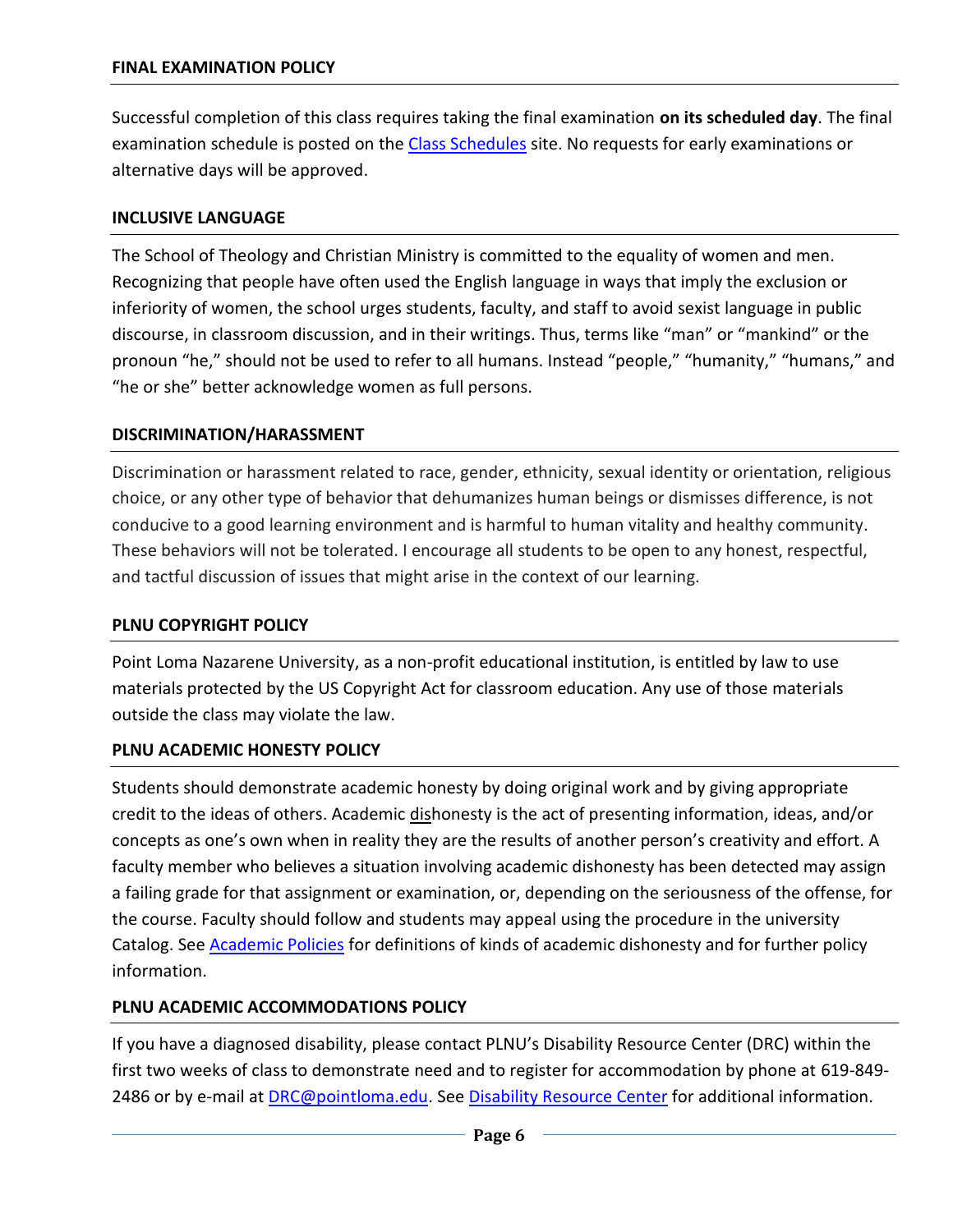## FINAL EXAMINATION POLICY

Successful completion of this class requires taking the final examination **on its scheduled day**. The final examination schedule is posted on the [Class Schedules] site. No requests for early examinations or alternative days will be approved.

## INCLUSIVE LANGUAGE

The School of Theology and Christian Ministry is committed to the equality of women and men. Recognizing that people have often used the English language in ways that imply the exclusion or inferiority of women, the school urges students, faculty, and staff to avoid sexist language in public discourse, in classroom discussion, and in their writings. Thus, terms like "man" or "mankind" or the pronoun "he," should not be used to refer to all humans. Instead "people," "humanity," "humans," and "he or she" better acknowledge women as full persons.

## DISCRIMINATION/HARASSMENT

Discrimination or harassment related to race, gender, ethnicity, sexual identity or orientation, religious choice, or any other type of behavior that dehumanizes human beings or dismisses difference, is not conducive to a good learning environment and is harmful to human vitality and healthy community. These behaviors will not be tolerated. I encourage all students to be open to any honest, respectful, and tactful discussion of issues that might arise in the context of our learning.

## PLNU COPYRIGHT POLICY

Point Loma Nazarene University, as a non-profit educational institution, is entitled by law to use materials protected by the US Copyright Act for classroom education. Any use of those materials outside the class may violate the law.

## PLNU ACADEMIC HONESTY POLICY

Students should demonstrate academic honesty by doing original work and by giving appropriate credit to the ideas of others. Academic dishonesty is the act of presenting information, ideas, and/or concepts as one's own when in reality they are the results of another person's creativity and effort. A faculty member who believes a situation involving academic dishonesty has been detected may assign a failing grade for that assignment or examination, or, depending on the seriousness of the offense, for the course. Faculty should follow and students may appeal using the procedure in the university Catalog. See [Academic Policies] for definitions of kinds of academic dishonesty and for further policy information.

## PLNU ACADEMIC ACCOMMODATIONS POLICY

If you have a diagnosed disability, please contact PLNU's Disability Resource Center (DRC) within the first two weeks of class to demonstrate need and to register for accommodation by phone at 619-849-2486 or by e-mail at DRC@pointloma.edu. See [Disability Resource Center] for additional information.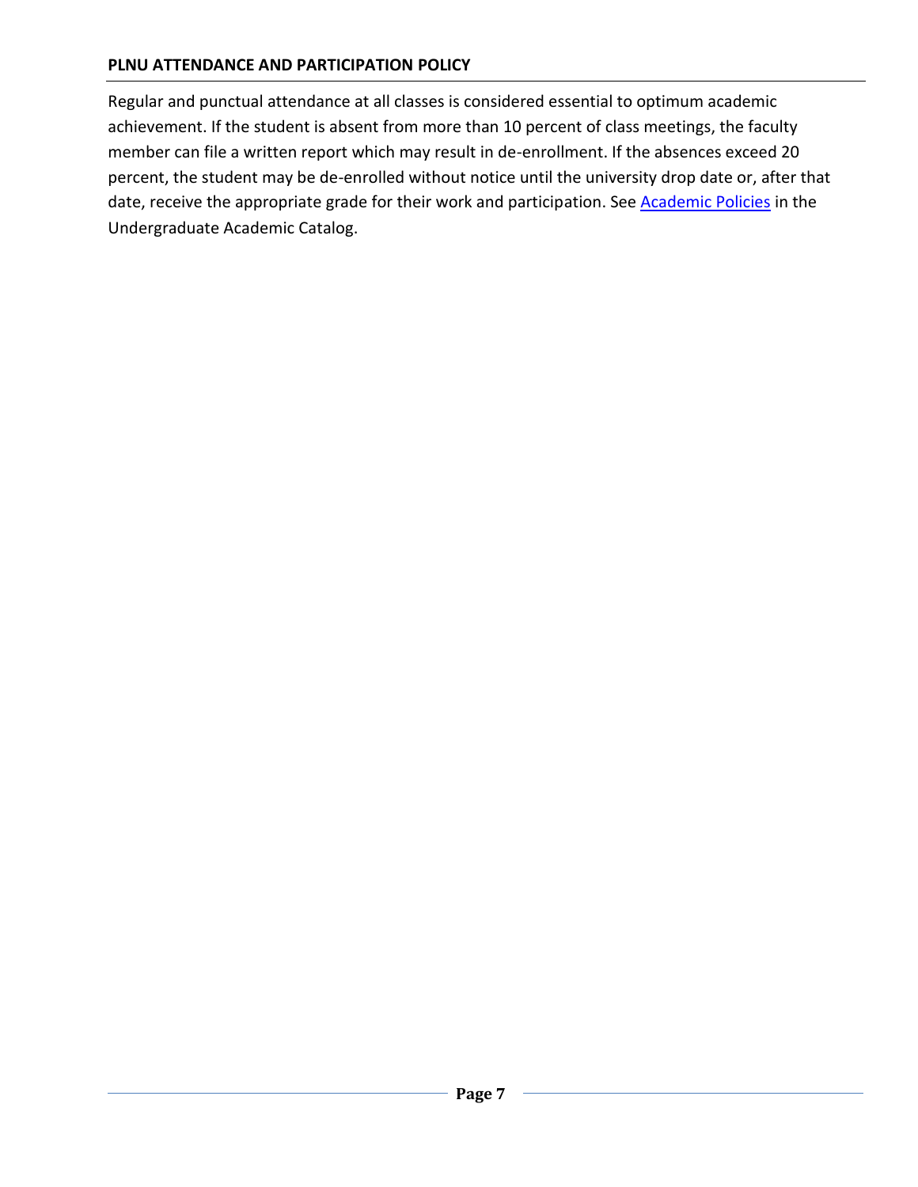## PLNU ATTENDANCE AND PARTICIPATION POLICY

Regular and punctual attendance at all classes is considered essential to optimum academic achievement. If the student is absent from more than 10 percent of class meetings, the faculty member can file a written report which may result in de-enrollment. If the absences exceed 20 percent, the student may be de-enrolled without notice until the university drop date or, after that date, receive the appropriate grade for their work and participation. See Academic Policies in the Undergraduate Academic Catalog.